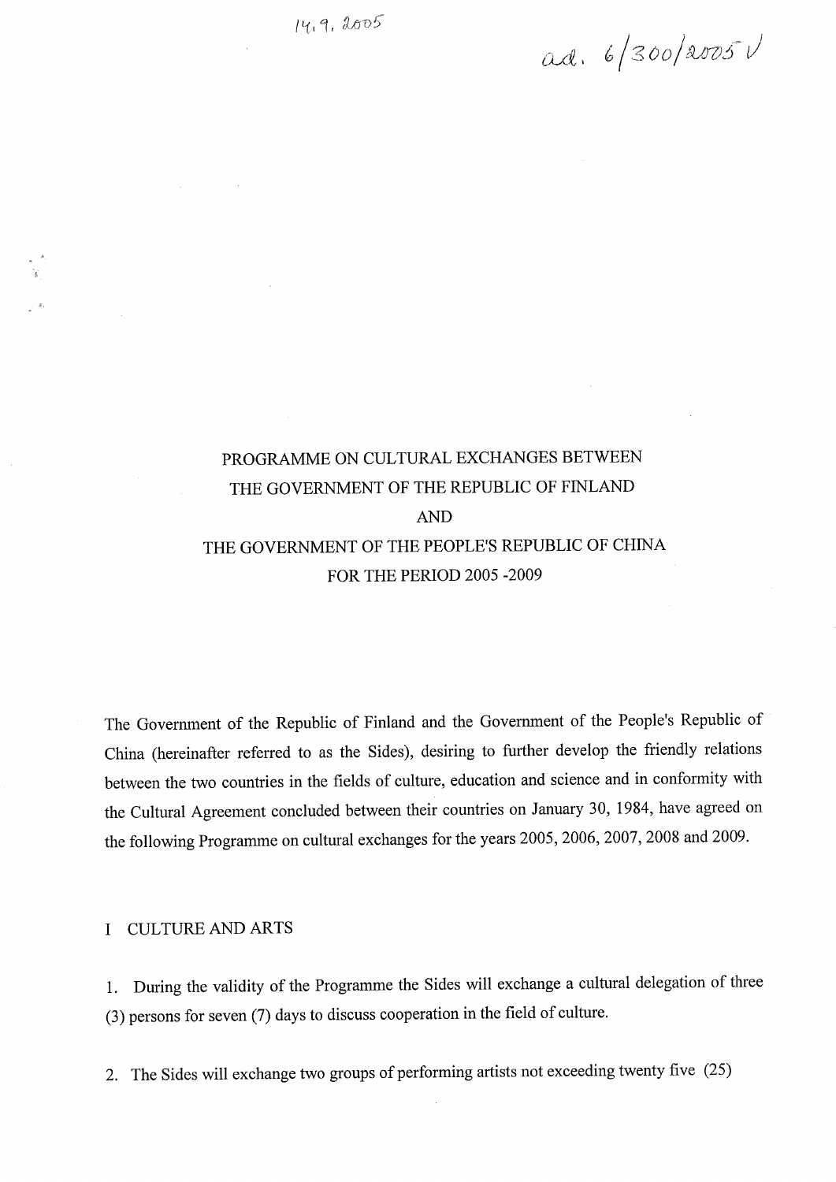14.9.2005

ad. 6/300/2005 V

# PROGRAMME ON CULTURAL EXCHANGES BETWEEN THE GOVERNMENT OF THE REPUBLIC OF FINLAND AND THE GOVERNMENT OF THE PEOPLE'S REPUBLIC OF CHINA FOR THE PERIOD 2005 -2009

The Government of the Republic of Finland and the Government of the People's Republic of China (hereinafter referred to as the Sides), desiring to further develop the friendly relations between the two countries in the fields of culture, education and science and in conformity with the Cultural Agreement concluded between their countries on January 30, 1984, have agreed on the following Programme on cultural exchanges for the years 2005, 2006, 2007, 2008 and 2009.

## I CULTURE AND ARTS

1. During the validity of the Programme the Sides will exchange a cultural delegation of three (3) persons for seven (7) days to discuss cooperation in the field of culture.

2. The Sides will exchange two groups of performing artists not exceeding twenty five (25)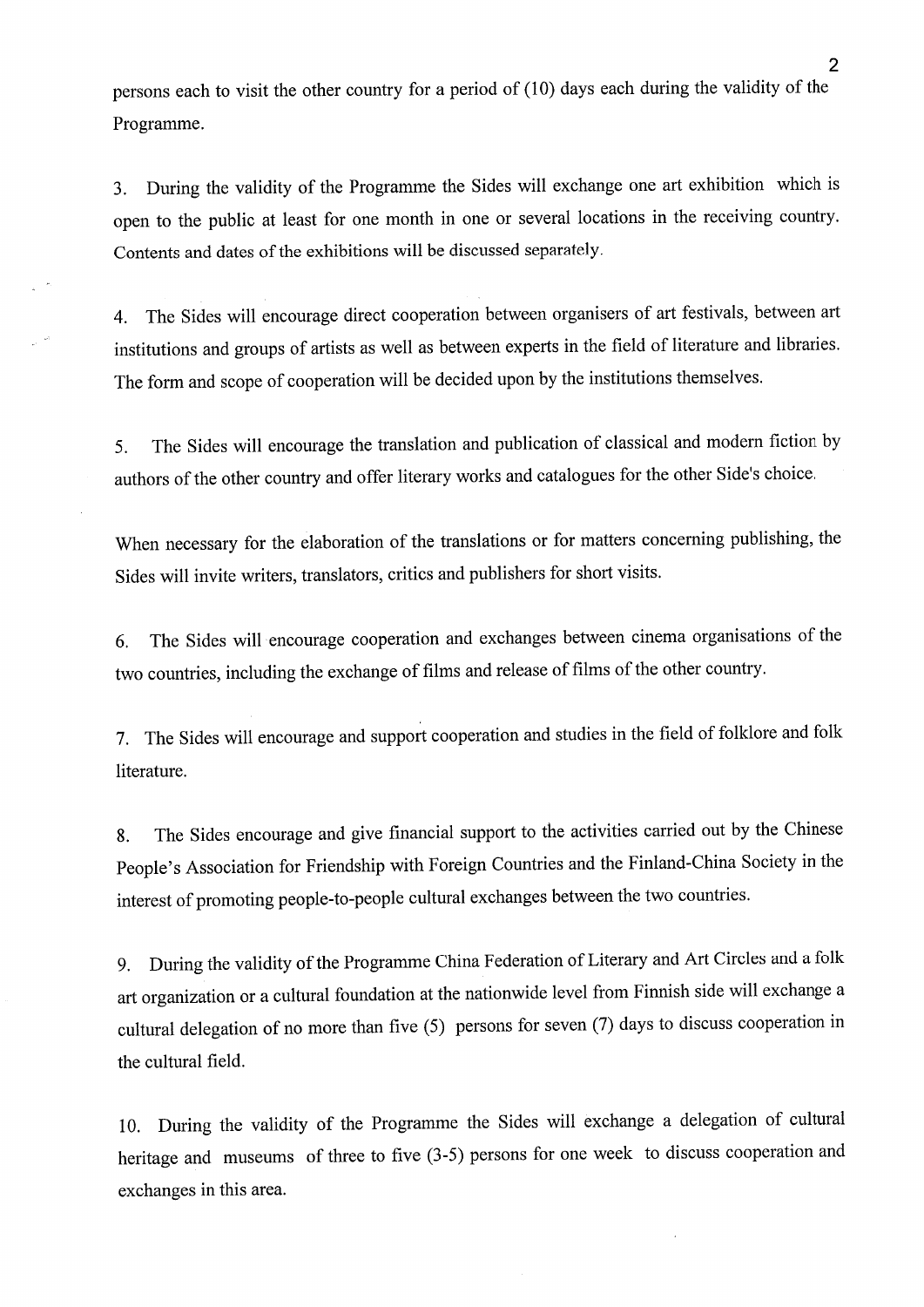persons each to visit the other country for a period of (10) days each during the validity of the Programme.

3. During the validity of the Programme the Sides will exchange one art exhibition which is open to the public at least for one month in one or several locations in the receiving country. Contents and dates of the exhibitions will be discussed separately.

4. The Sides will encourage direct cooperation between organisers of art festivals, between art institutions and groups of artists as well as between experts in the field of literature and libraries. The form and scope of cooperation will be decided upon by the institutions themselves.

5. The Sides will encourage the translation and publication of classical and modern fiction by authors of the other country and offer literary works and catalogues for the other Side's choice.

When necessary for the elaboration of the translations or for matters concerning publishing, the Sides will invite writers, translators, critics and publishers for short visits.

6. The Sides will encourage cooperation and exchanges between cinema organisations of the two countries, including the exchange of films and release of films of the other country.

7. The Sides will encourage and support cooperation and studies in the field of folklore and folk literature.

8. The Sides encourage and give financial support to the activities carried out by the Chinese People's Association for Friendship with Foreign Countries and the Finland-China Society in the interest of promoting people-to-people cultural exchanges between the two countries.

9. During the validity of the Programme China Federation of Literary and Art Circles and a folk art organization or a cultural foundation at the nationwide level from Finnish side will exchange a cultural delegation of no more than five (5) persons for seven (7) days to discuss cooperation in the cultural field.

10. During the validity of the Programme the Sides will exchange a delegation of cultural heritage and museums of three to five (3-5) persons for one week to discuss cooperation and exchanges in this area.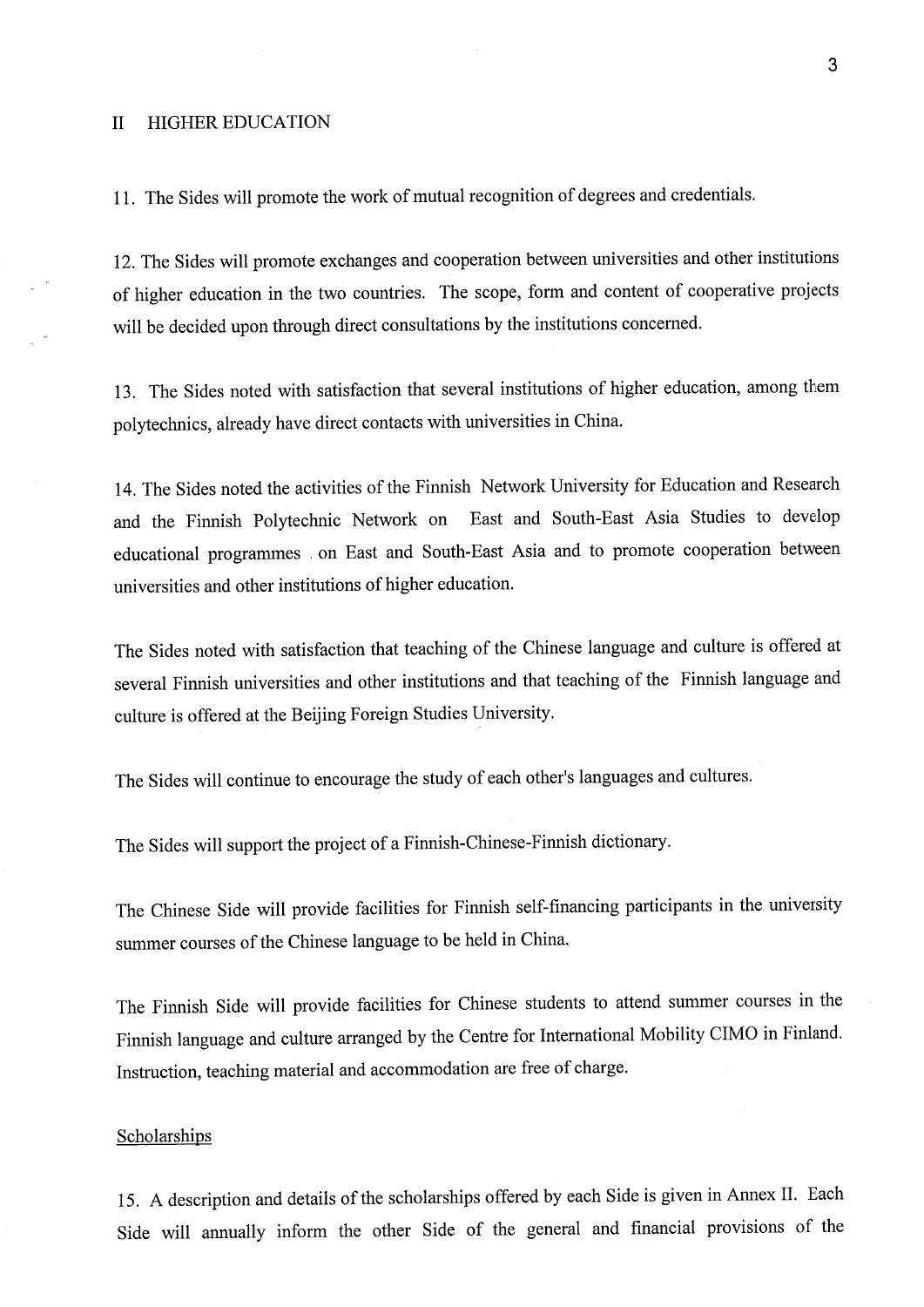## II HIGHER EDUCATION

11. The Sides will promote the work of mutual recognition of degrees and credentials.

12. The Sides will promote exchanges and cooperation between universities and other institutions of higher education in the two countries. The scope, form and content of cooperative projects will be decided upon through direct consultations by the institutions concerned.

13. The Sides noted with satisfaction that several institutions of higher education, among them polytechnics, already have direct contacts with universities in China.

14. The Sides noted the activities of the Finnish Network University for Education and Research and the Finnish Polytechnic Network on East and South-East Asia Studies to develop educational programmes on East and South-East Asia and to promote cooperation between universities and other institutions of higher education.

The Sides noted with satisfaction that teaching of the Chinese language and culture is offered at several Finnish universities and other institutions and that teaching of the Finnish language and culture is offered at the Beijing Foreign Studies University.

The Sides will continue to encourage the study of each other's languages and cultures.

The Sides will support the project of a Finnish-Chinese-Finnish dictionary.

The Chinese Side will provide facilities for Finnish self-financing participants in the university summer courses of the Chinese language to be held in China.

The Finnish Side will provide facilities for Chinese students to attend summer courses in the Finnish language and culture arranged by the Centre for International Mobility CIMO in Finland. Instruction, teaching material and accommodation are free of charge.

### Scholarships

15. A description and details of the scholarships offered by each Side is given in Annex II. Each Side will annually inform the other Side of the general and financial provisions of the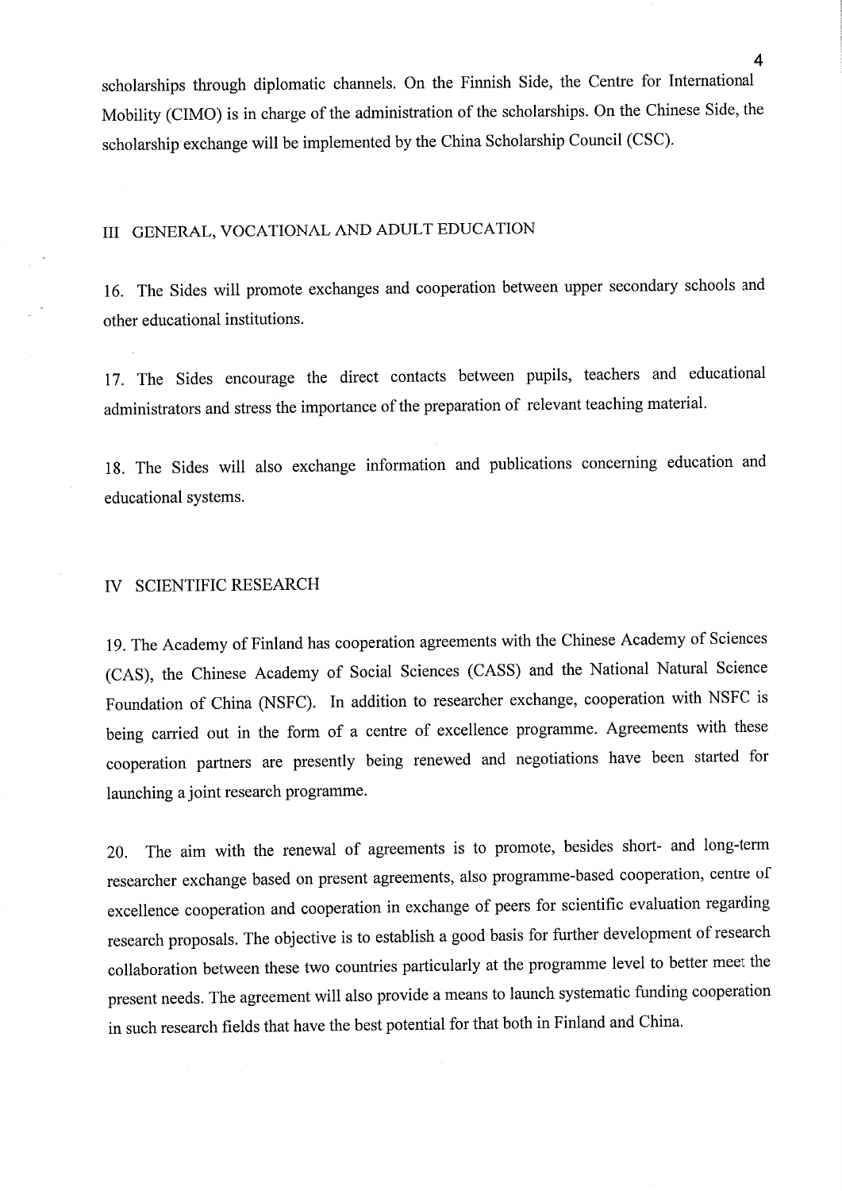scholarships through diplomatic channels. On the Finnish Side, the Centre for International Mobility (CIMO) is in charge of the administration of the scholarships. On the Chinese Side, the scholarship exchange will be implemented by the China Scholarship Council (CSC).

## III GENERAL, VOCATIONAL AND ADULT EDUCATION

16. The Sides will promote exchanges and cooperation between upper secondary schools and other educational institutions.

17. The Sides encourage the direct contacts between pupils, teachers and educational administrators and stress the importance of the preparation of relevant teaching material.

18. The Sides will also exchange information and publications concerning education and educational systems.

## IV SCIENTIFIC RESEARCH

19. The Academy of Finland has cooperation agreements with the Chinese Academy of Sciences (CAS), the Chinese Academy of Social Sciences (CASS) and the National Natural Science Foundation of China (NSFC). In addition to researcher exchange, cooperation with NSFC is being carried out in the form of a centre of excellence programme. Agreements with these cooperation partners are presently being renewed and negotiations have been started for launching a joint research programme.

20. The aim with the renewal of agreements is to promote, besides short- and long-term researcher exchange based on present agreements, also programme-based cooperation, centre of excellence cooperation and cooperation in exchange of peers for scientific evaluation regarding research proposals. The objective is to establish a good basis for further development of research collaboration between these two countries particularly at the programme level to better meet the present needs. The agreement will also provide a means to launch systematic funding cooperation in such research fields that have the best potential for that both in Finland and China.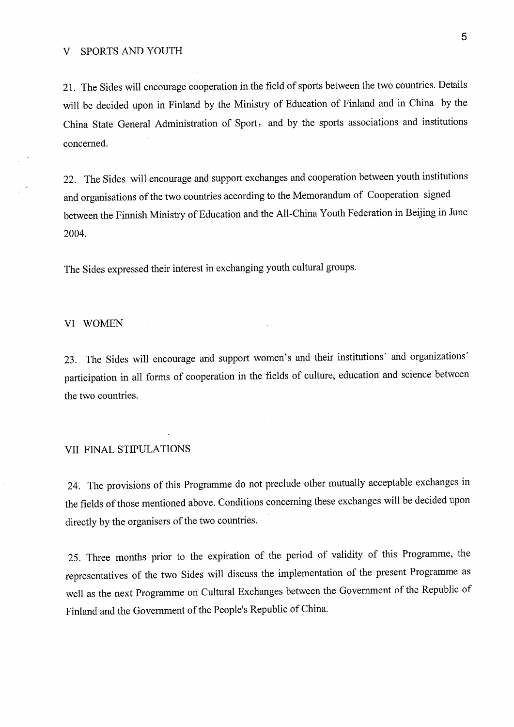## V SPORTS AND YOUTH

21. The Sides will encourage cooperation in the field of sports between the two countries. Details will be decided upon in Finland by the Ministry of Education of Finland and in China by the China State General Administration of Sport, and by the sports associations and institutions concerned.

22. The Sides will encourage and support exchanges and cooperation between youth institutions and organisations of the two countries according to the Memorandum of Cooperation signed between the Finnish Ministry of Education and the All-China Youth Federation in Beijing in June 2004.

The Sides expressed their interest in exchanging youth cultural groups.

## VI WOMEN

23. The Sides will encourage and support women's and their institutions' and organizations' participation in all forms of cooperation in the fields of culture, education and science between the two countries.

## VII FINAL STIPULATIONS

24. The provisions of this Programme do not preclude other mutually acceptable exchanges in the fields of those mentioned above. Conditions concerning these exchanges will be decided upon directly by the organisers of the two countries.

25. Three months prior to the expiration of the period of validity of this Programme, the representatives of the two Sides will discuss the implementation of the present Programme as well as the next Programme on Cultural Exchanges between the Government of the Republic of Finland and the Government of the People's Republic of China.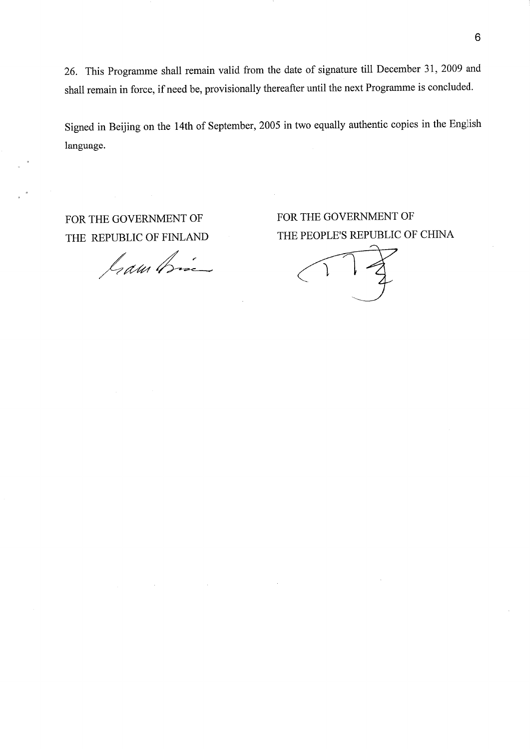26. This Programme shall remain valid from the date of signature till December 31, 2009 and shall remain in force, if need be, provisionally thereafter until the next Programme is concluded.

Signed in Beijing on the 14th of September, 2005 in two equally authentic copies in the English language.

| FOR THE GOVERNMENT OF THE REPUBLIC OF FINLAND | FOR THE GOVERNMENT OF THE PEOPLE'S REPUBLIC OF CHINA |
| --- | --- |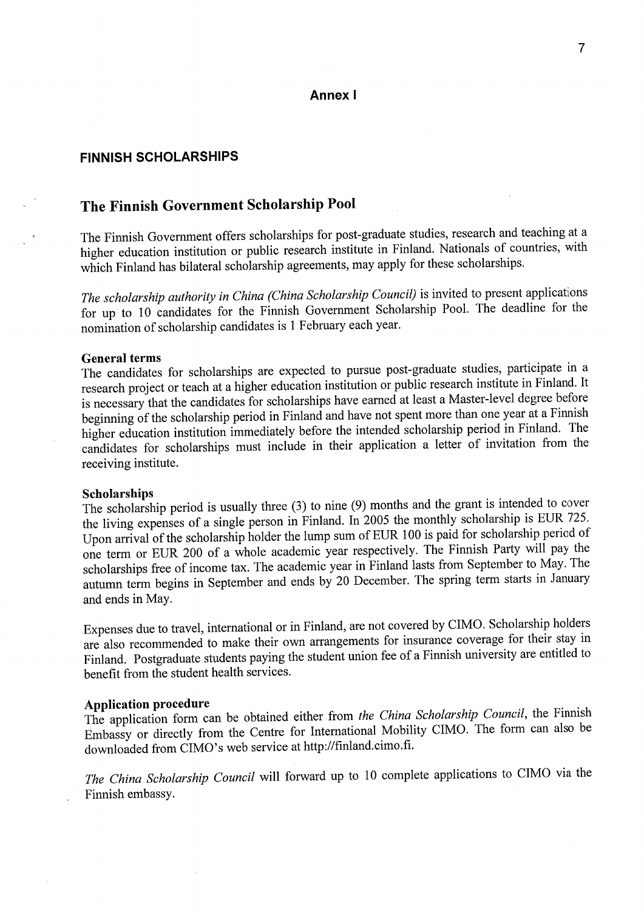# Annex I

## FINNISH SCHOLARSHIPS

## The Finnish Government Scholarship Pool

The Finnish Government offers scholarships for post-graduate studies, research and teaching at a higher education institution or public research institute in Finland. Nationals of countries, with which Finland has bilateral scholarship agreements, may apply for these scholarships.

*The scholarship authority in China (China Scholarship Council)* is invited to present applications for up to 10 candidates for the Finnish Government Scholarship Pool. The deadline for the nomination of scholarship candidates is 1 February each year.

### General terms

The candidates for scholarships are expected to pursue post-graduate studies, participate in a research project or teach at a higher education institution or public research institute in Finland. It is necessary that the candidates for scholarships have earned at least a Master-level degree before beginning of the scholarship period in Finland and have not spent more than one year at a Finnish higher education institution immediately before the intended scholarship period in Finland. The candidates for scholarships must include in their application a letter of invitation from the receiving institute.

### Scholarships

The scholarship period is usually three (3) to nine (9) months and the grant is intended to cover the living expenses of a single person in Finland. In 2005 the monthly scholarship is EUR 725. Upon arrival of the scholarship holder the lump sum of EUR 100 is paid for scholarship period of one term or EUR 200 of a whole academic year respectively. The Finnish Party will pay the scholarships free of income tax. The academic year in Finland lasts from September to May. The autumn term begins in September and ends by 20 December. The spring term starts in January and ends in May.

Expenses due to travel, international or in Finland, are not covered by CIMO. Scholarship holders are also recommended to make their own arrangements for insurance coverage for their stay in Finland. Postgraduate students paying the student union fee of a Finnish university are entitled to benefit from the student health services.

### Application procedure

The application form can be obtained either from *the China Scholarship Council*, the Finnish Embassy or directly from the Centre for International Mobility CIMO. The form can also be downloaded from CIMO's web service at http://finland.cimo.fi.

*The China Scholarship Council* will forward up to 10 complete applications to CIMO via the Finnish embassy.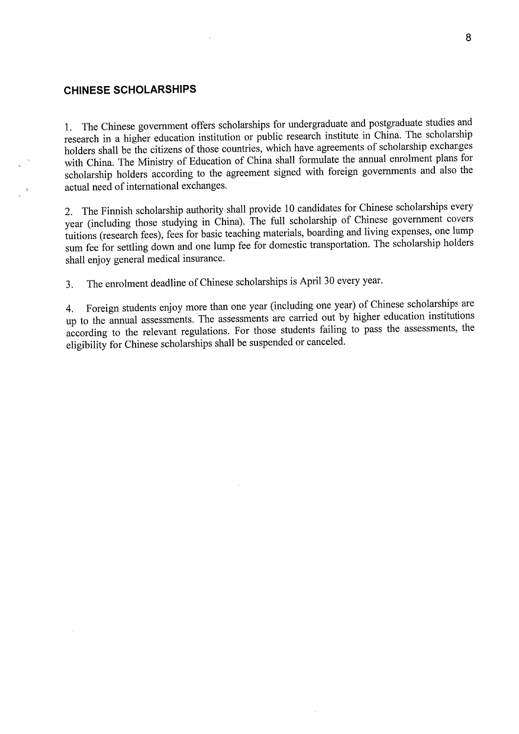## CHINESE SCHOLARSHIPS

1. The Chinese government offers scholarships for undergraduate and postgraduate studies and research in a higher education institution or public research institute in China. The scholarship holders shall be the citizens of those countries, which have agreements of scholarship exchanges with China. The Ministry of Education of China shall formulate the annual enrolment plans for scholarship holders according to the agreement signed with foreign governments and also the actual need of international exchanges.

2. The Finnish scholarship authority shall provide 10 candidates for Chinese scholarships every year (including those studying in China). The full scholarship of Chinese government covers tuitions (research fees), fees for basic teaching materials, boarding and living expenses, one lump sum fee for settling down and one lump fee for domestic transportation. The scholarship holders shall enjoy general medical insurance.

3. The enrolment deadline of Chinese scholarships is April 30 every year.

4. Foreign students enjoy more than one year (including one year) of Chinese scholarships are up to the annual assessments. The assessments are carried out by higher education institutions according to the relevant regulations. For those students failing to pass the assessments, the eligibility for Chinese scholarships shall be suspended or canceled.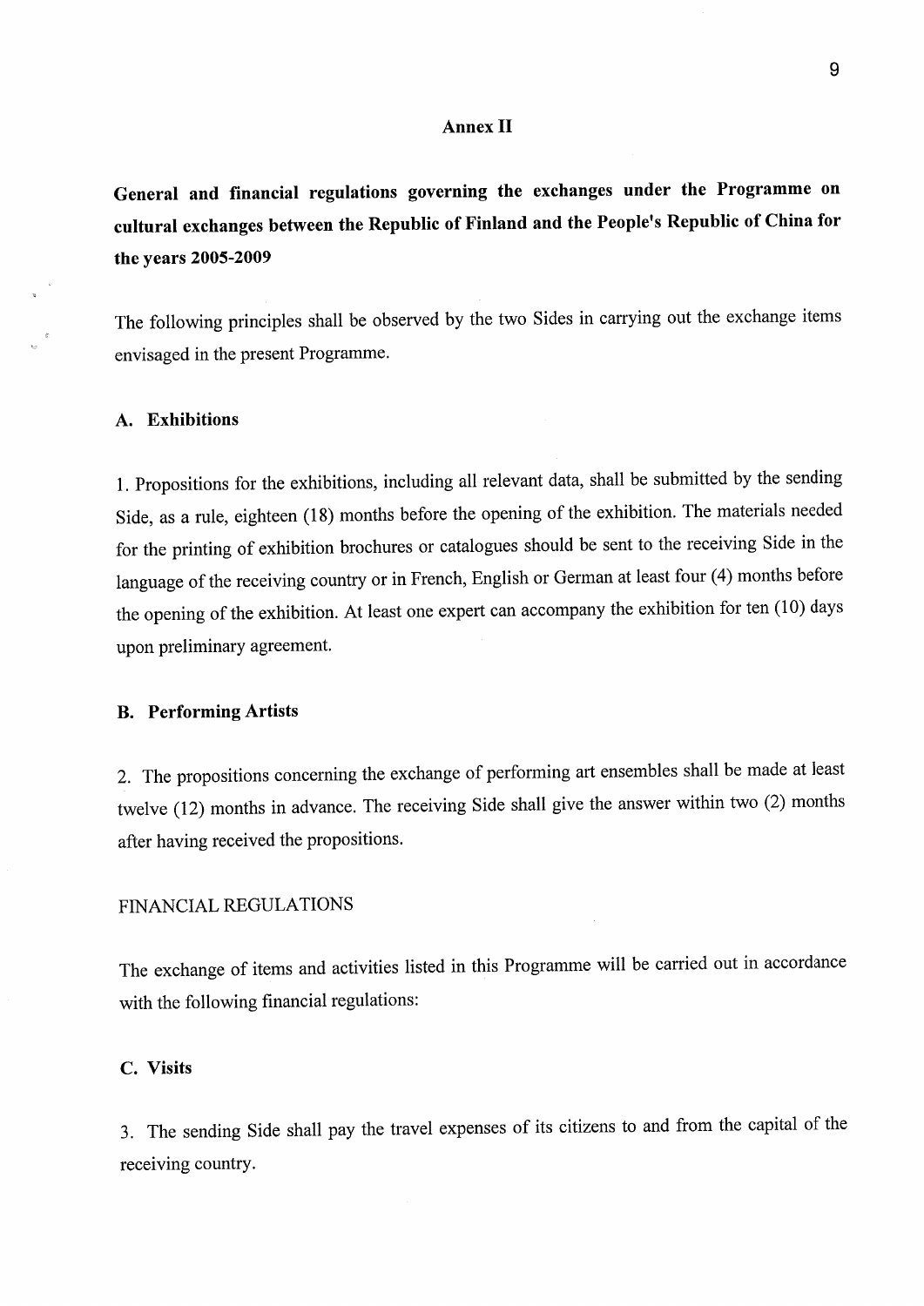## Annex II

**General and financial regulations governing the exchanges under the Programme on cultural exchanges between the Republic of Finland and the People's Republic of China for the years 2005-2009**

The following principles shall be observed by the two Sides in carrying out the exchange items envisaged in the present Programme.

### A. Exhibitions

1. Propositions for the exhibitions, including all relevant data, shall be submitted by the sending Side, as a rule, eighteen (18) months before the opening of the exhibition. The materials needed for the printing of exhibition brochures or catalogues should be sent to the receiving Side in the language of the receiving country or in French, English or German at least four (4) months before the opening of the exhibition. At least one expert can accompany the exhibition for ten (10) days upon preliminary agreement.

### B. Performing Artists

2. The propositions concerning the exchange of performing art ensembles shall be made at least twelve (12) months in advance. The receiving Side shall give the answer within two (2) months after having received the propositions.

FINANCIAL REGULATIONS

The exchange of items and activities listed in this Programme will be carried out in accordance with the following financial regulations:

### C. Visits

3. The sending Side shall pay the travel expenses of its citizens to and from the capital of the receiving country.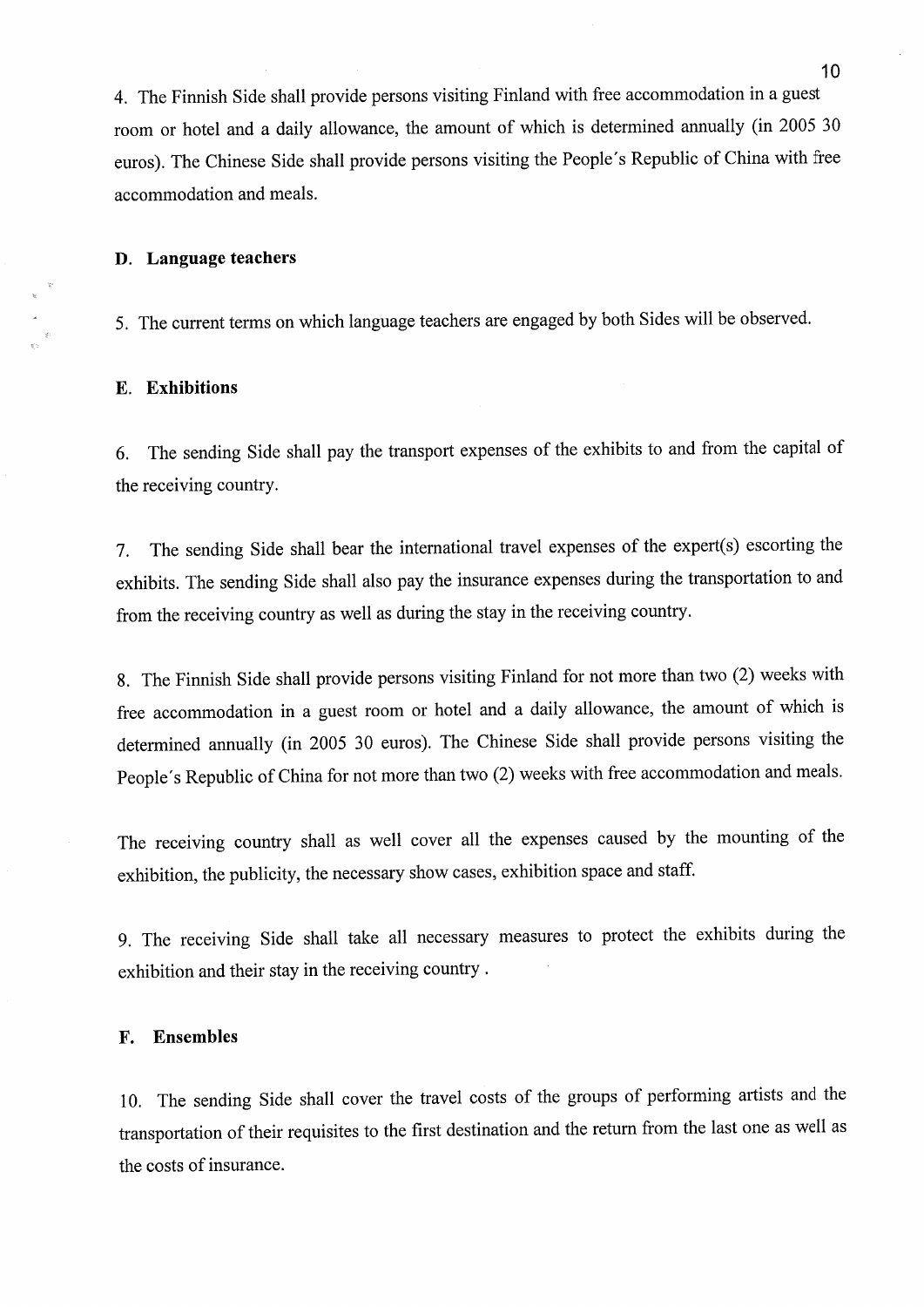4. The Finnish Side shall provide persons visiting Finland with free accommodation in a guest room or hotel and a daily allowance, the amount of which is determined annually (in 2005 30 euros). The Chinese Side shall provide persons visiting the People's Republic of China with free accommodation and meals.

### D. Language teachers

5. The current terms on which language teachers are engaged by both Sides will be observed.

### E. Exhibitions

6. The sending Side shall pay the transport expenses of the exhibits to and from the capital of the receiving country.

7. The sending Side shall bear the international travel expenses of the expert(s) escorting the exhibits. The sending Side shall also pay the insurance expenses during the transportation to and from the receiving country as well as during the stay in the receiving country.

8. The Finnish Side shall provide persons visiting Finland for not more than two (2) weeks with free accommodation in a guest room or hotel and a daily allowance, the amount of which is determined annually (in 2005 30 euros). The Chinese Side shall provide persons visiting the People's Republic of China for not more than two (2) weeks with free accommodation and meals.

The receiving country shall as well cover all the expenses caused by the mounting of the exhibition, the publicity, the necessary show cases, exhibition space and staff.

9. The receiving Side shall take all necessary measures to protect the exhibits during the exhibition and their stay in the receiving country .

### F. Ensembles

10. The sending Side shall cover the travel costs of the groups of performing artists and the transportation of their requisites to the first destination and the return from the last one as well as the costs of insurance.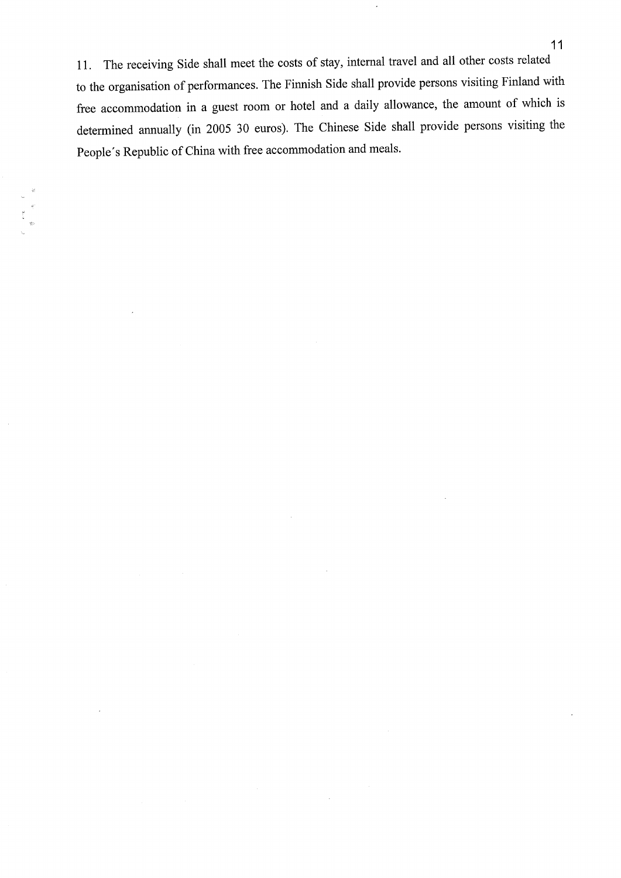11. The receiving Side shall meet the costs of stay, internal travel and all other costs related to the organisation of performances. The Finnish Side shall provide persons visiting Finland with free accommodation in a guest room or hotel and a daily allowance, the amount of which is determined annually (in 2005 30 euros). The Chinese Side shall provide persons visiting the People´s Republic of China with free accommodation and meals.